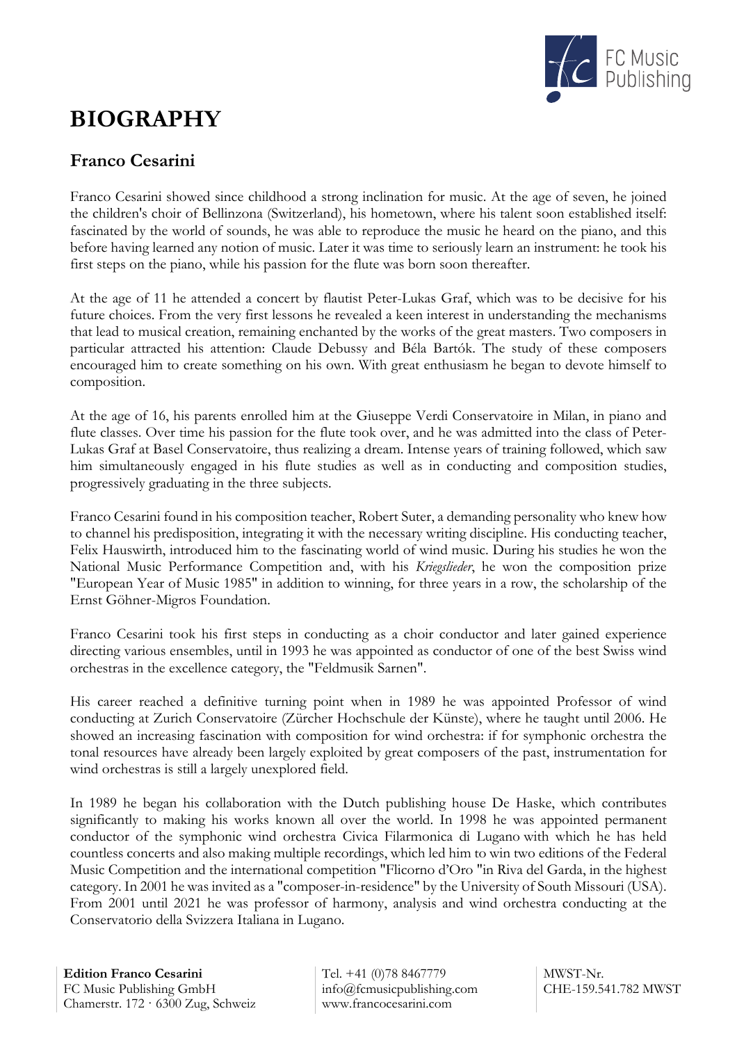# BIOGRAPHY

## Franco Cesarini

Franco Cesarini showed since childhood a strong inclination for music. At the age of seven, he joined the children's choir of Bellinzona (Switzerland), his hometown, where his talent soon established itself: fascinated by the world of sounds, he was able to reproduce the music he heard on the piano, and this before having learned any notion of music. Later it was time to seriously learn an instrument: he took his first steps on the piano, while his passion for the flute was born soon thereafter.

At the age of 11 he attended a concert by flautist Peter-Lukas Graf, which was to be decisive for his future choices. From the very first lessons he revealed a keen interest in understanding the mechanisms that lead to musical creation, remaining enchanted by the works of the great masters. Two composers in particular attracted his attention: Claude Debussy and Béla Bartók. The study of these composers encouraged him to create something on his own. With great enthusiasm he began to devote himself to composition.

At the age of 16, his parents enrolled him at the Giuseppe Verdi Conservatoire in Milan, in piano and flute classes. Over time his passion for the flute took over, and he was admitted into the class of Peter-Lukas Graf at Basel Conservatoire, thus realizing a dream. Intense years of training followed, which saw him simultaneously engaged in his flute studies as well as in conducting and composition studies, progressively graduating in the three subjects.

Franco Cesarini found in his composition teacher, Robert Suter, a demanding personality who knew how to channel his predisposition, integrating it with the necessary writing discipline. His conducting teacher, Felix Hauswirth, introduced him to the fascinating world of wind music. During his studies he won the National Music Performance Competition and, with his *Kriegslieder*, he won the composition prize "European Year of Music 1985" in addition to winning, for three years in a row, the scholarship of the Ernst Göhner-Migros Foundation.

Franco Cesarini took his first steps in conducting as a choir conductor and later gained experience directing various ensembles, until in 1993 he was appointed as conductor of one of the best Swiss wind orchestras in the excellence category, the "Feldmusik Sarnen".

His career reached a definitive turning point when in 1989 he was appointed Professor of wind conducting at Zurich Conservatoire (Zürcher Hochschule der Künste), where he taught until 2006. He showed an increasing fascination with composition for wind orchestra: if for symphonic orchestra the tonal resources have already been largely exploited by great composers of the past, instrumentation for wind orchestras is still a largely unexplored field.

In 1989 he began his collaboration with the Dutch publishing house De Haske, which contributes significantly to making his works known all over the world. In 1998 he was appointed permanent conductor of the symphonic wind orchestra Civica Filarmonica di Lugano with which he has held countless concerts and also making multiple recordings, which led him to win two editions of the Federal Music Competition and the international competition "Flicorno d'Oro "in Riva del Garda, in the highest category. In 2001 he was invited as a "composer-in-residence" by the University of South Missouri (USA). From 2001 until 2021 he was professor of harmony, analysis and wind orchestra conducting at the Conservatorio della Svizzera Italiana in Lugano.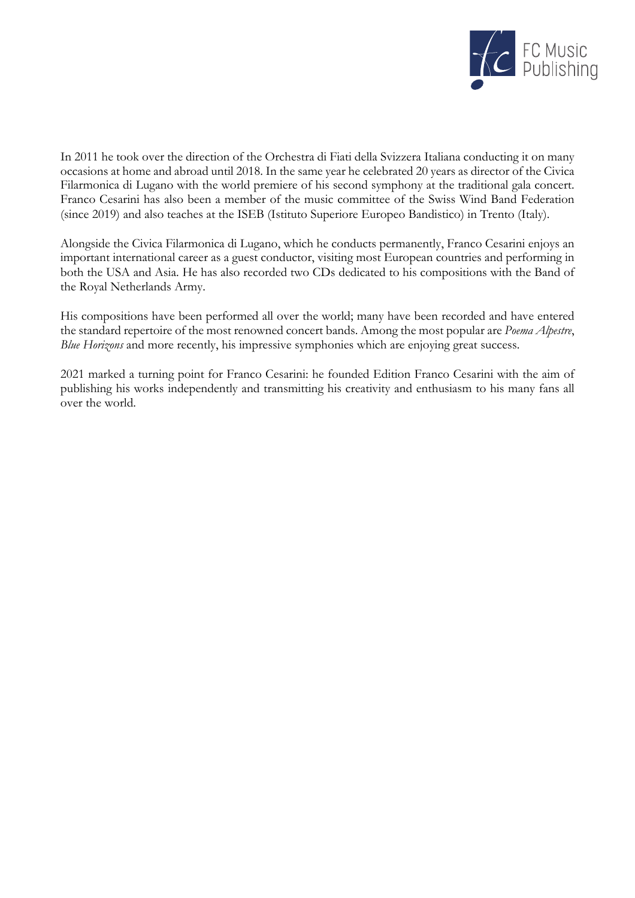In 2011 he took over the direction of the Orchestra di Fiati della Svizzera Italiana conducting it on many occasions at home and abroad until 2018. In the same year he celebrated 20 years as director of the Civica Filarmonica di Lugano with the world premiere of his second symphony at the traditional gala concert. Franco Cesarini has also been a member of the music committee of the Swiss Wind Band Federation (since 2019) and also teaches at the ISEB (Istituto Superiore Europeo Bandistico) in Trento (Italy).

Alongside the Civica Filarmonica di Lugano, which he conducts permanently, Franco Cesarini enjoys an important international career as a guest conductor, visiting most European countries and performing in both the USA and Asia. He has also recorded two CDs dedicated to his compositions with the Band of the Royal Netherlands Army.

His compositions have been performed all over the world; many have been recorded and have entered the standard repertoire of the most renowned concert bands. Among the most popular are *Poema Alpestre*, *Blue Horizons* and more recently, his impressive symphonies which are enjoying great success.

2021 marked a turning point for Franco Cesarini: he founded Edition Franco Cesarini with the aim of publishing his works independently and transmitting his creativity and enthusiasm to his many fans all over the world.